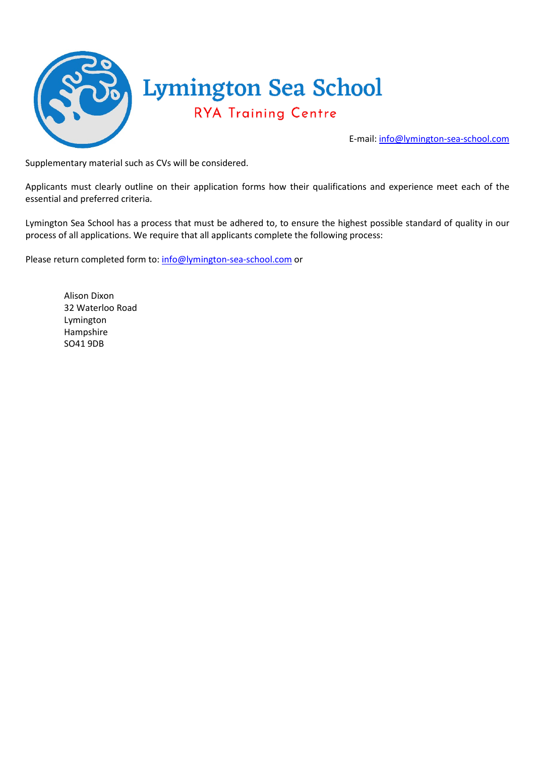# Lymington Sea School

## RYA Training Centre

E-mail: info@lymington-sea-school.com

Supplementary material such as CVs will be considered.

Applicants must clearly outline on their application forms how their qualifications and experience meet each of the essential and preferred criteria.

Lymington Sea School has a process that must be adhered to, to ensure the highest possible standard of quality in our process of all applications. We require that all applicants complete the following process:

Please return completed form to: info@lymington-sea-school.com or

Alison Dixon
32 Waterloo Road
Lymington
Hampshire
SO41 9DB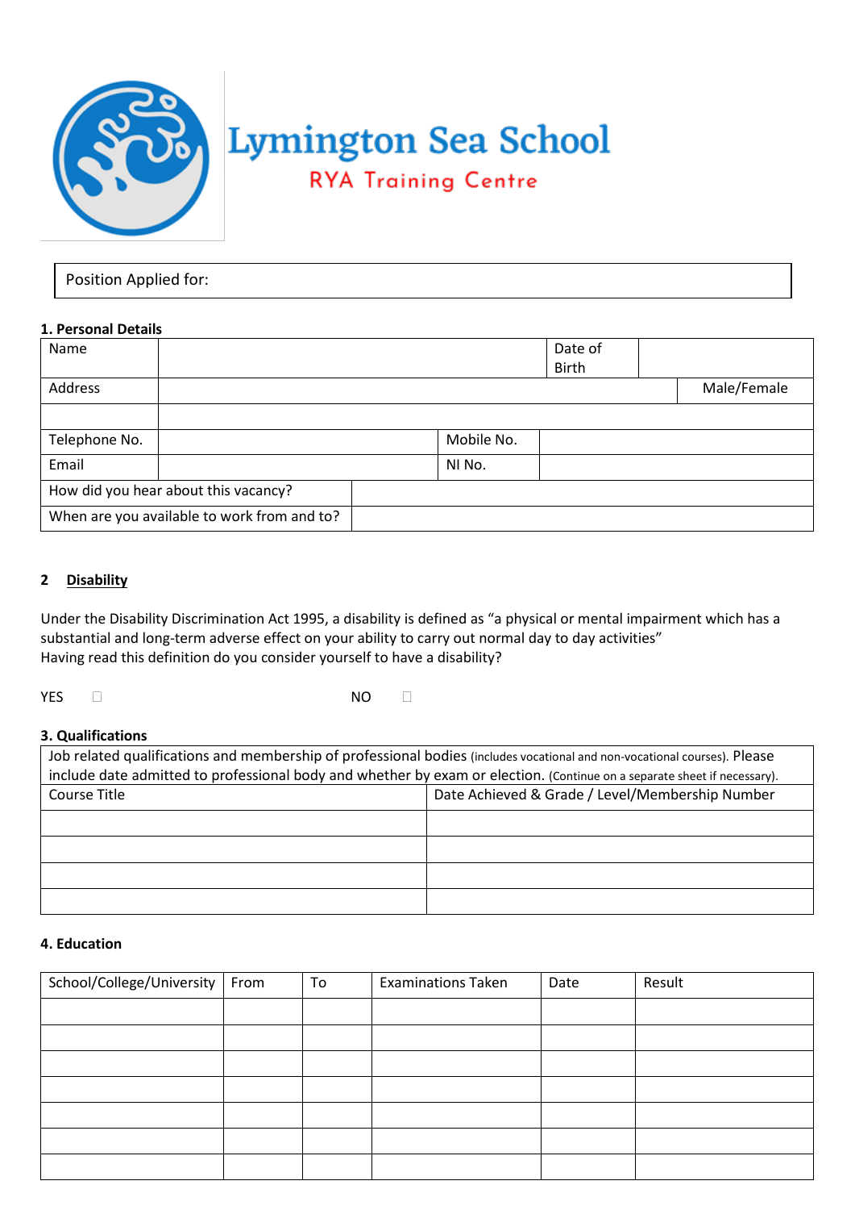# Lymington Sea School

RYA Training Centre

| Position Applied for: |
|---|

**1. Personal Details**

| Name | | Date of Birth | |
|---|---|---|---|
| Address | | | Male/Female |
| | | | |
| Telephone No. | | Mobile No. | |
| Email | | NI No. | |
| How did you hear about this vacancy? | | | |
| When are you available to work from and to? | | | |

**2 Disability**

Under the Disability Discrimination Act 1995, a disability is defined as "a physical or mental impairment which has a substantial and long-term adverse effect on your ability to carry out normal day to day activities"
Having read this definition do you consider yourself to have a disability?

YES ☐ NO ☐

**3. Qualifications**

| Job related qualifications and membership of professional bodies (includes vocational and non-vocational courses). Please include date admitted to professional body and whether by exam or election. (Continue on a separate sheet if necessary). | |
|---|---|
| Course Title | Date Achieved & Grade / Level/Membership Number |
| | |
| | |
| | |
| | |

**4. Education**

| School/College/University | From | To | Examinations Taken | Date | Result |
|---|---|---|---|---|---|
| | | | | | |
| | | | | | |
| | | | | | |
| | | | | | |
| | | | | | |
| | | | | | |
| | | | | | |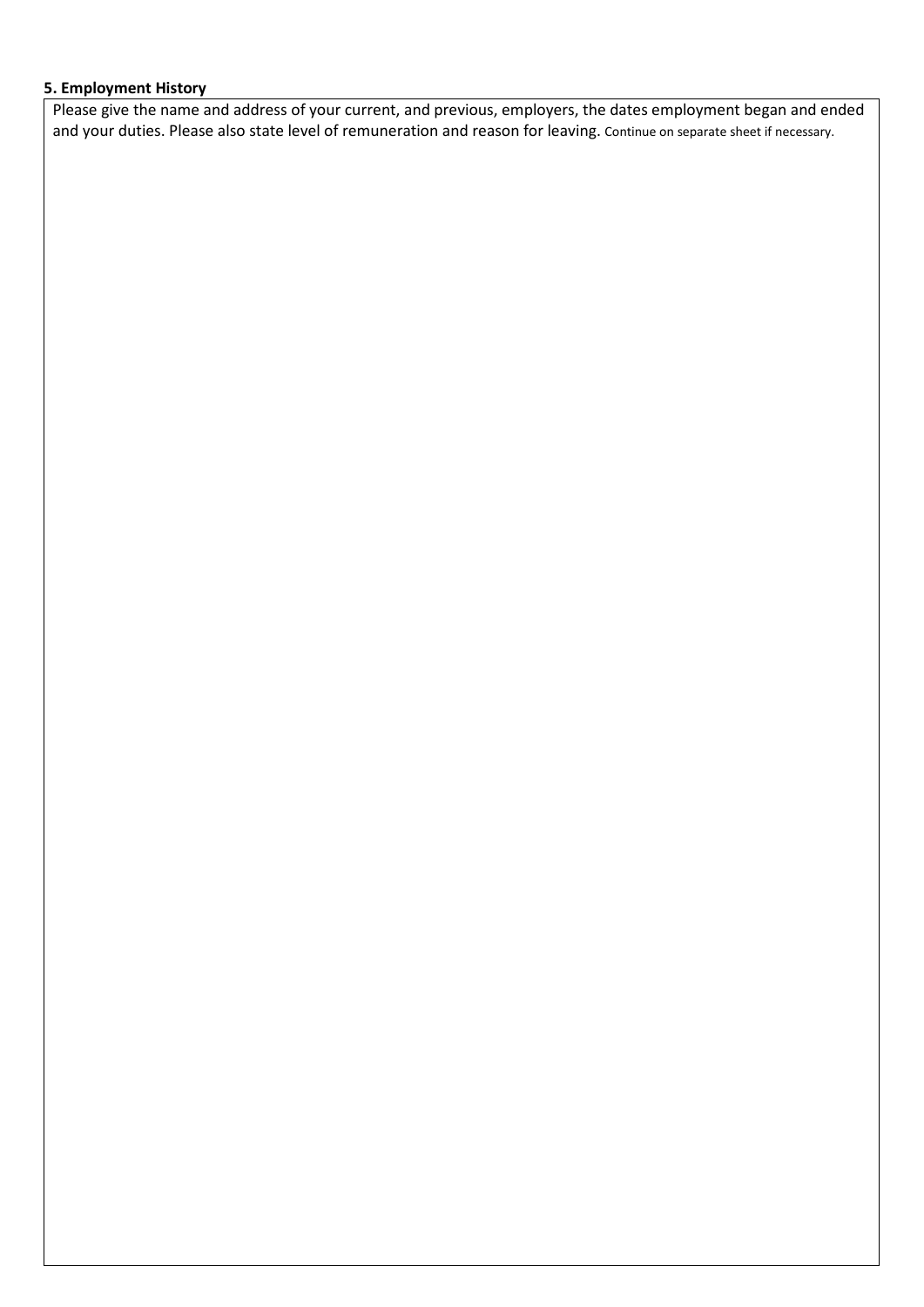**5. Employment History**

Please give the name and address of your current, and previous, employers, the dates employment began and ended and your duties. Please also state level of remuneration and reason for leaving. Continue on separate sheet if necessary.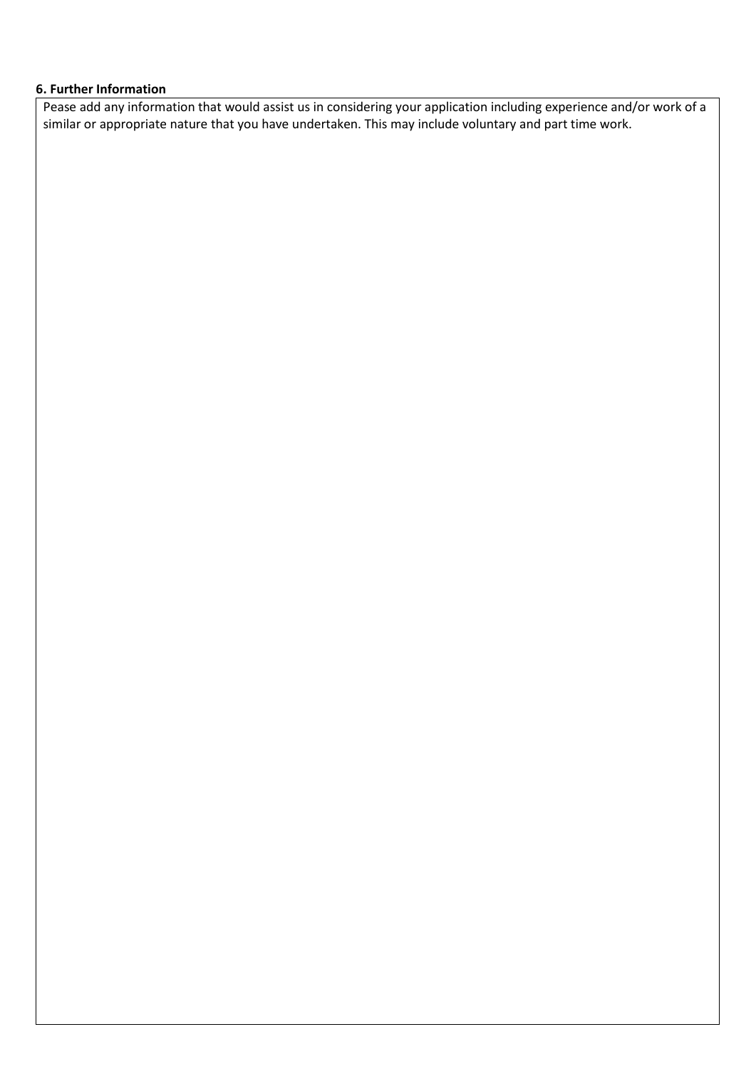**6. Further Information**

Pease add any information that would assist us in considering your application including experience and/or work of a similar or appropriate nature that you have undertaken. This may include voluntary and part time work.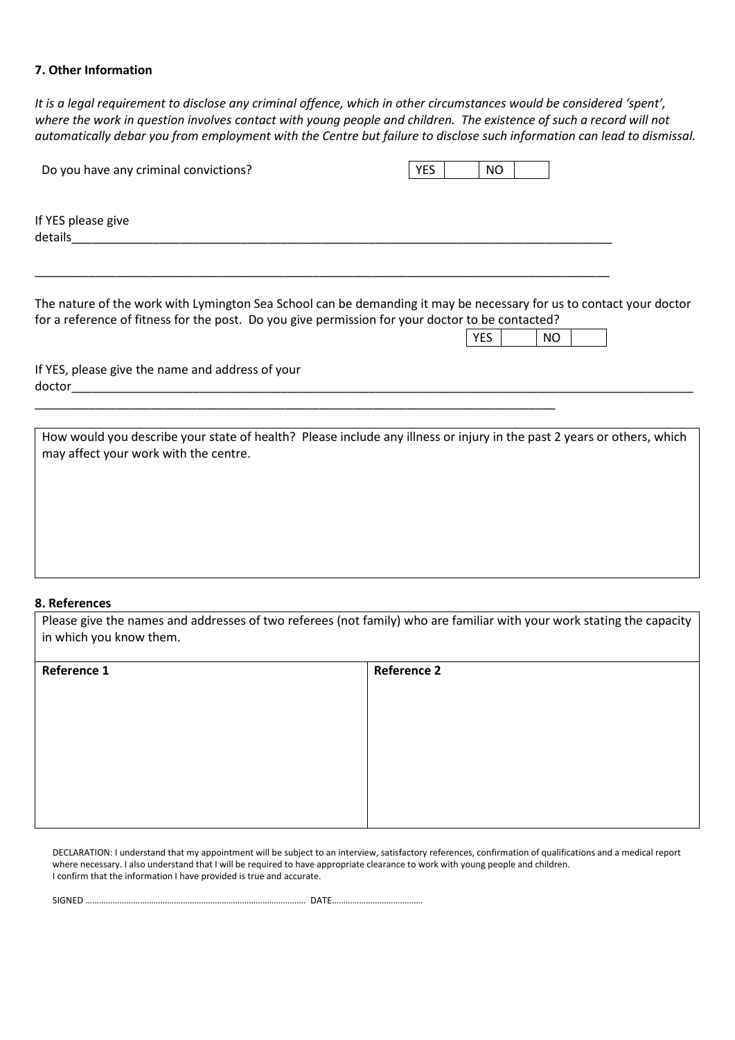**7. Other Information**

*It is a legal requirement to disclose any criminal offence, which in other circumstances would be considered 'spent', where the work in question involves contact with young people and children. The existence of such a record will not automatically debar you from employment with the Centre but failure to disclose such information can lead to dismissal.*

Do you have any criminal convictions? | YES | | NO | |

If YES please give details\_\_\_\_\_\_\_\_\_\_\_\_\_\_\_\_\_\_\_\_\_\_\_\_\_\_\_\_\_\_\_\_\_\_\_\_\_\_\_\_\_\_\_\_\_\_\_\_\_\_\_\_\_\_\_\_\_\_\_\_\_\_\_\_\_\_\_\_\_\_\_\_\_\_\_\_\_\_\_\_\_\_\_

\_\_\_\_\_\_\_\_\_\_\_\_\_\_\_\_\_\_\_\_\_\_\_\_\_\_\_\_\_\_\_\_\_\_\_\_\_\_\_\_\_\_\_\_\_\_\_\_\_\_\_\_\_\_\_\_\_\_\_\_\_\_\_\_\_\_\_\_\_\_\_\_\_\_\_\_\_\_\_\_\_\_\_\_\_\_\_\_\_\_\_

The nature of the work with Lymington Sea School can be demanding it may be necessary for us to contact your doctor for a reference of fitness for the post. Do you give permission for your doctor to be contacted?

| YES | | NO | |

If YES, please give the name and address of your doctor\_\_\_\_\_\_\_\_\_\_\_\_\_\_\_\_\_\_\_\_\_\_\_\_\_\_\_\_\_\_\_\_\_\_\_\_\_\_\_\_\_\_\_\_\_\_\_\_\_\_\_\_\_\_\_\_\_\_\_\_\_\_\_\_\_\_\_\_\_\_\_\_\_\_\_\_\_\_\_\_\_\_\_\_\_\_\_\_\_\_\_\_\_\_\_\_\_\_\_\_\_

\_\_\_\_\_\_\_\_\_\_\_\_\_\_\_\_\_\_\_\_\_\_\_\_\_\_\_\_\_\_\_\_\_\_\_\_\_\_\_\_\_\_\_\_\_\_\_\_\_\_\_\_\_\_\_\_\_\_\_\_\_\_\_\_\_\_\_\_\_\_\_\_\_\_\_\_\_\_\_\_\_

| |
|---|
| How would you describe your state of health? Please include any illness or injury in the past 2 years or others, which may affect your work with the centre. |

**8. References**

| | |
|---|---|
| Please give the names and addresses of two referees (not family) who are familiar with your work stating the capacity in which you know them. | |
| **Reference 1** | **Reference 2** |
| | |

DECLARATION: I understand that my appointment will be subject to an interview, satisfactory references, confirmation of qualifications and a medical report where necessary. I also understand that I will be required to have appropriate clearance to work with young people and children.
I confirm that the information I have provided is true and accurate.

SIGNED ………………………………………………………………………………… DATE…………………………………